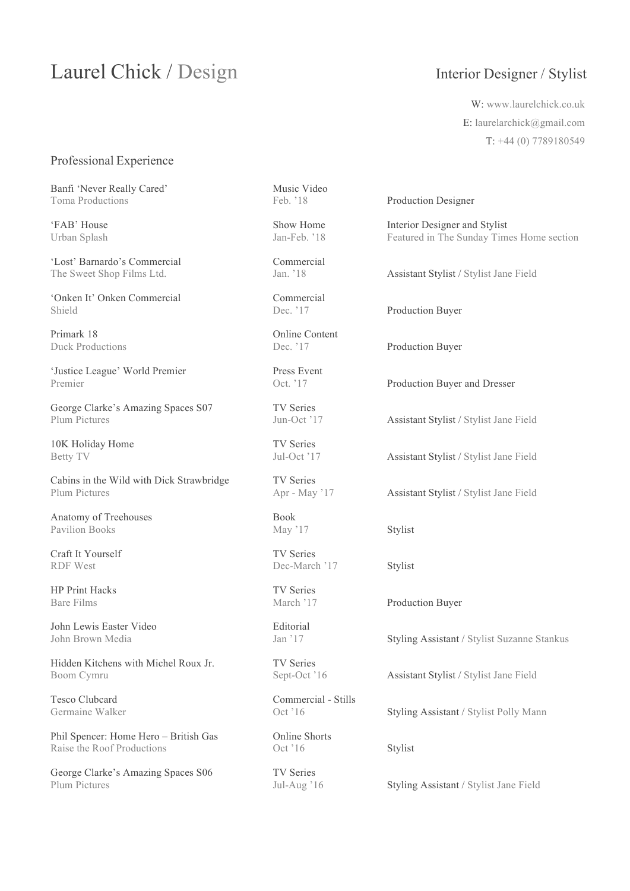# Laurel Chick / Design

## Interior Designer / Stylist

W: www.laurelchick.co.uk
E: laurelarchick@gmail.com
T: +44 (0) 7789180549

### Professional Experience

| Project / Company | Type / Date | Role |
|---|---|---|
| Banfi 'Never Really Cared'<br>Toma Productions | Music Video<br>Feb. '18 | Production Designer |
| 'FAB' House<br>Urban Splash | Show Home<br>Jan-Feb. '18 | Interior Designer and Stylist<br>Featured in The Sunday Times Home section |
| 'Lost' Barnardo's Commercial<br>The Sweet Shop Films Ltd. | Commercial<br>Jan. '18 | Assistant Stylist / Stylist Jane Field |
| 'Onken It' Onken Commercial<br>Shield | Commercial<br>Dec. '17 | Production Buyer |
| Primark 18<br>Duck Productions | Online Content<br>Dec. '17 | Production Buyer |
| 'Justice League' World Premier<br>Premier | Press Event<br>Oct. '17 | Production Buyer and Dresser |
| George Clarke's Amazing Spaces S07<br>Plum Pictures | TV Series<br>Jun-Oct '17 | Assistant Stylist / Stylist Jane Field |
| 10K Holiday Home<br>Betty TV | TV Series<br>Jul-Oct '17 | Assistant Stylist / Stylist Jane Field |
| Cabins in the Wild with Dick Strawbridge<br>Plum Pictures | TV Series<br>Apr - May '17 | Assistant Stylist / Stylist Jane Field |
| Anatomy of Treehouses<br>Pavilion Books | Book<br>May '17 | Stylist |
| Craft It Yourself<br>RDF West | TV Series<br>Dec-March '17 | Stylist |
| HP Print Hacks<br>Bare Films | TV Series<br>March '17 | Production Buyer |
| John Lewis Easter Video<br>John Brown Media | Editorial<br>Jan '17 | Styling Assistant / Stylist Suzanne Stankus |
| Hidden Kitchens with Michel Roux Jr.<br>Boom Cymru | TV Series<br>Sept-Oct '16 | Assistant Stylist / Stylist Jane Field |
| Tesco Clubcard<br>Germaine Walker | Commercial - Stills<br>Oct '16 | Styling Assistant / Stylist Polly Mann |
| Phil Spencer: Home Hero – British Gas<br>Raise the Roof Productions | Online Shorts<br>Oct '16 | Stylist |
| George Clarke's Amazing Spaces S06<br>Plum Pictures | TV Series<br>Jul-Aug '16 | Styling Assistant / Stylist Jane Field |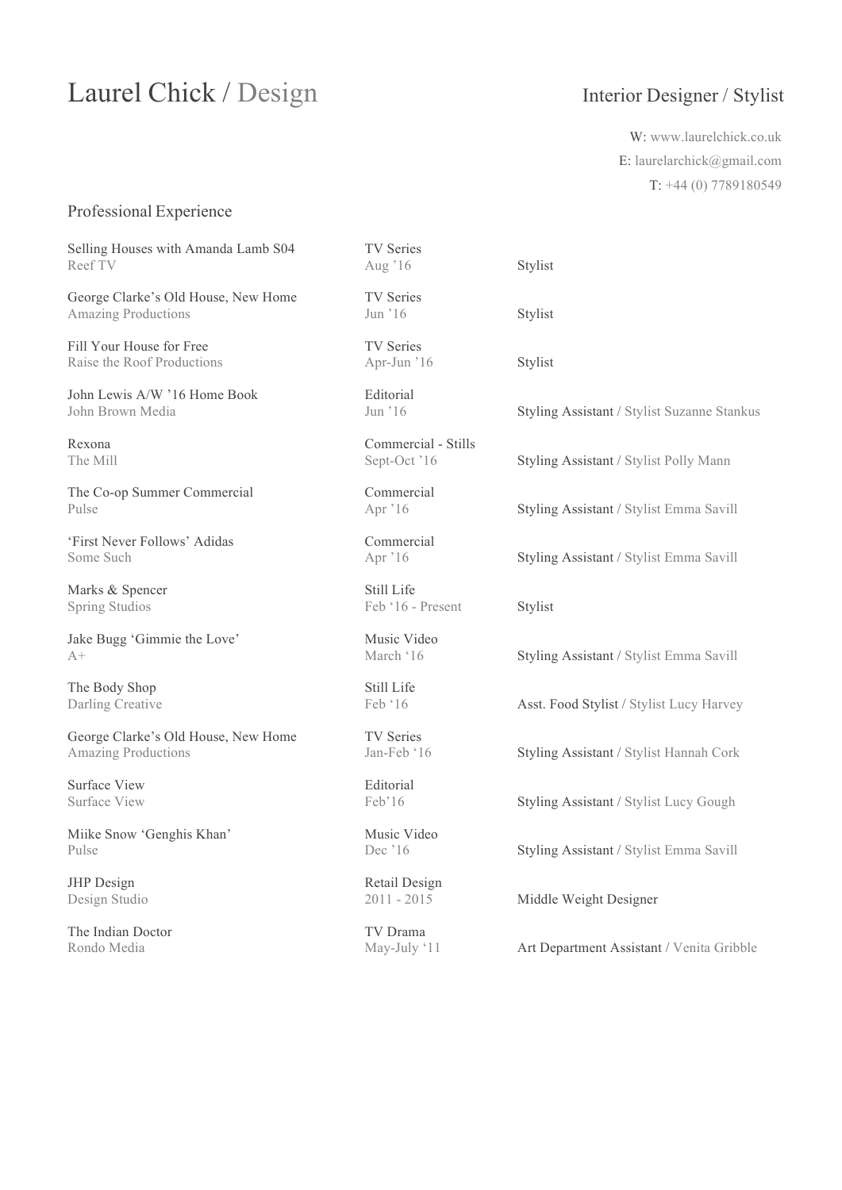# Laurel Chick / Design

## Interior Designer / Stylist

W: www.laurelchick.co.uk
E: laurelarchick@gmail.com
T: +44 (0) 7789180549

## Professional Experience

| Project / Company | Type / Date | Role |
|---|---|---|
| Selling Houses with Amanda Lamb S04<br>Reef TV | TV Series<br>Aug '16 | Stylist |
| George Clarke's Old House, New Home<br>Amazing Productions | TV Series<br>Jun '16 | Stylist |
| Fill Your House for Free<br>Raise the Roof Productions | TV Series<br>Apr-Jun '16 | Stylist |
| John Lewis A/W '16 Home Book<br>John Brown Media | Editorial<br>Jun '16 | Styling Assistant / Stylist Suzanne Stankus |
| Rexona<br>The Mill | Commercial - Stills<br>Sept-Oct '16 | Styling Assistant / Stylist Polly Mann |
| The Co-op Summer Commercial<br>Pulse | Commercial<br>Apr '16 | Styling Assistant / Stylist Emma Savill |
| 'First Never Follows' Adidas<br>Some Such | Commercial<br>Apr '16 | Styling Assistant / Stylist Emma Savill |
| Marks & Spencer<br>Spring Studios | Still Life<br>Feb '16 - Present | Stylist |
| Jake Bugg 'Gimmie the Love'<br>A+ | Music Video<br>March '16 | Styling Assistant / Stylist Emma Savill |
| The Body Shop<br>Darling Creative | Still Life<br>Feb '16 | Asst. Food Stylist / Stylist Lucy Harvey |
| George Clarke's Old House, New Home<br>Amazing Productions | TV Series<br>Jan-Feb '16 | Styling Assistant / Stylist Hannah Cork |
| Surface View<br>Surface View | Editorial<br>Feb'16 | Styling Assistant / Stylist Lucy Gough |
| Miike Snow 'Genghis Khan'<br>Pulse | Music Video<br>Dec '16 | Styling Assistant / Stylist Emma Savill |
| JHP Design<br>Design Studio | Retail Design<br>2011 - 2015 | Middle Weight Designer |
| The Indian Doctor<br>Rondo Media | TV Drama<br>May-July '11 | Art Department Assistant / Venita Gribble |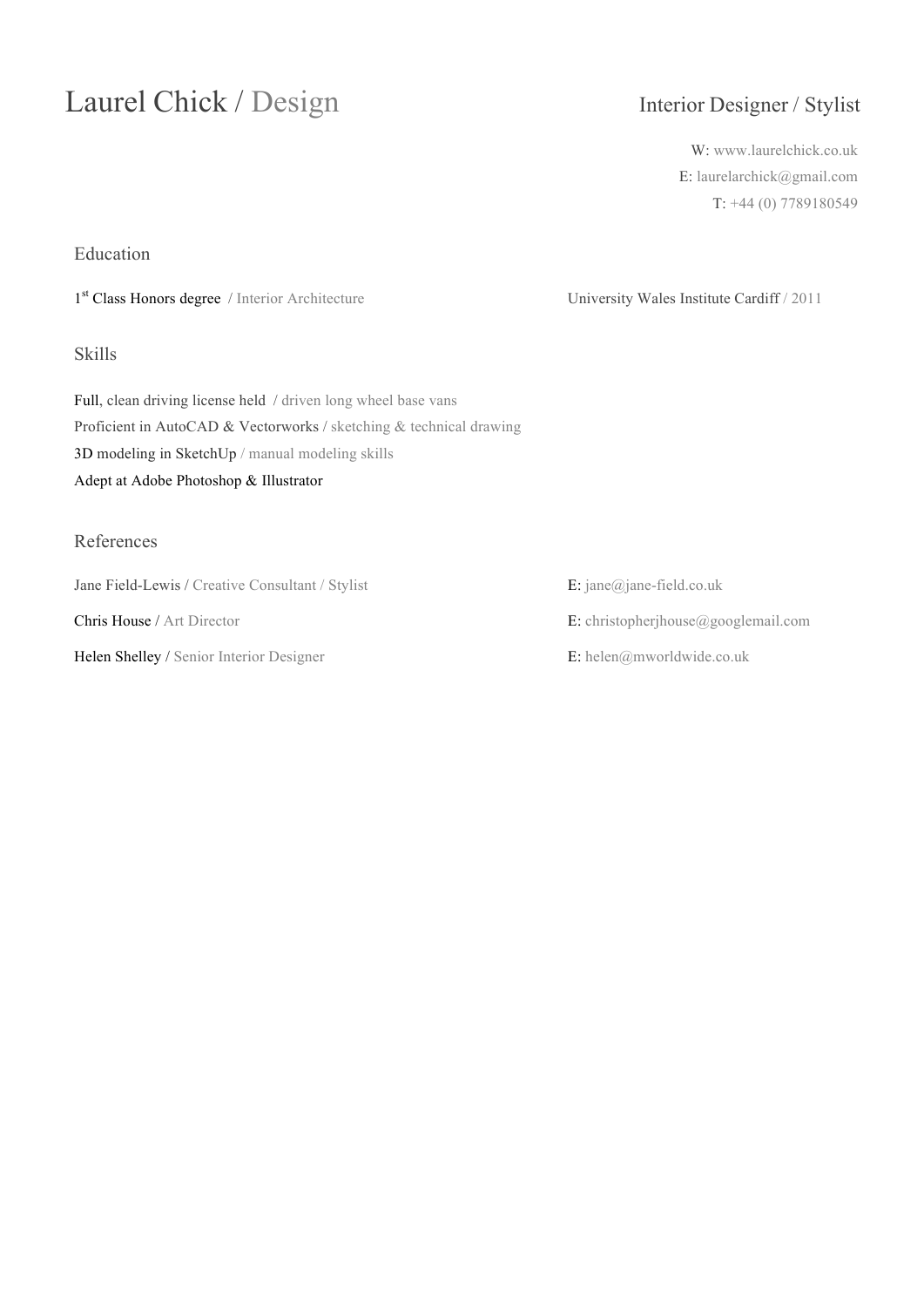# Laurel Chick / Design

Interior Designer / Stylist

W: www.laurelchick.co.uk
E: laurelarchick@gmail.com
T: +44 (0) 7789180549

## Education

1st Class Honors degree / Interior Architecture — University Wales Institute Cardiff / 2011

## Skills

Full, clean driving license held / driven long wheel base vans
Proficient in AutoCAD & Vectorworks / sketching & technical drawing
3D modeling in SketchUp / manual modeling skills
Adept at Adobe Photoshop & Illustrator

## References

Jane Field-Lewis / Creative Consultant / Stylist — E: jane@jane-field.co.uk

Chris House / Art Director — E: christopherjhouse@googlemail.com

Helen Shelley / Senior Interior Designer — E: helen@mworldwide.co.uk